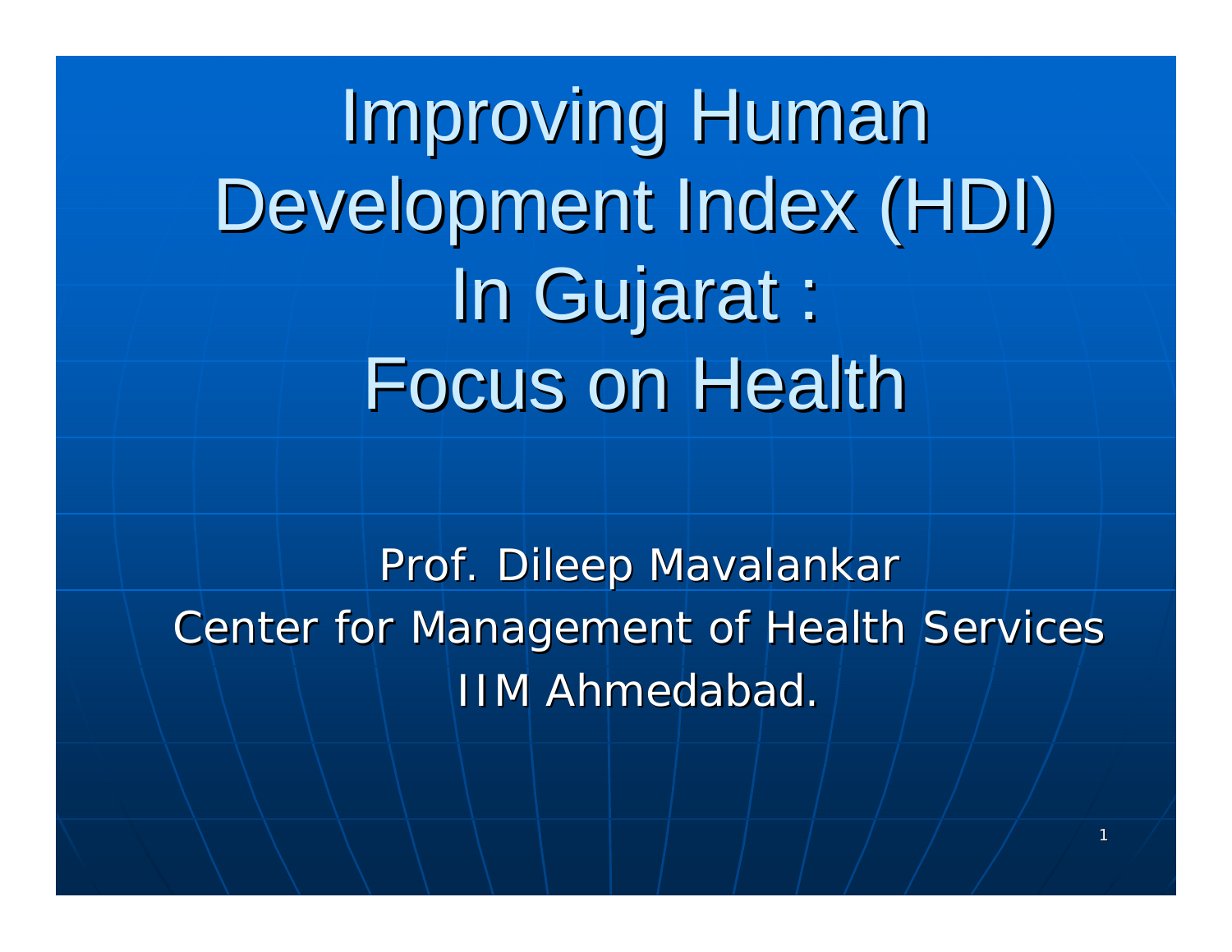# Improving Human Development Index (HDI) In Gujarat : Focus on Health

Prof. Dileep Mavalankar
Center for Management of Health Services
IIM Ahmedabad.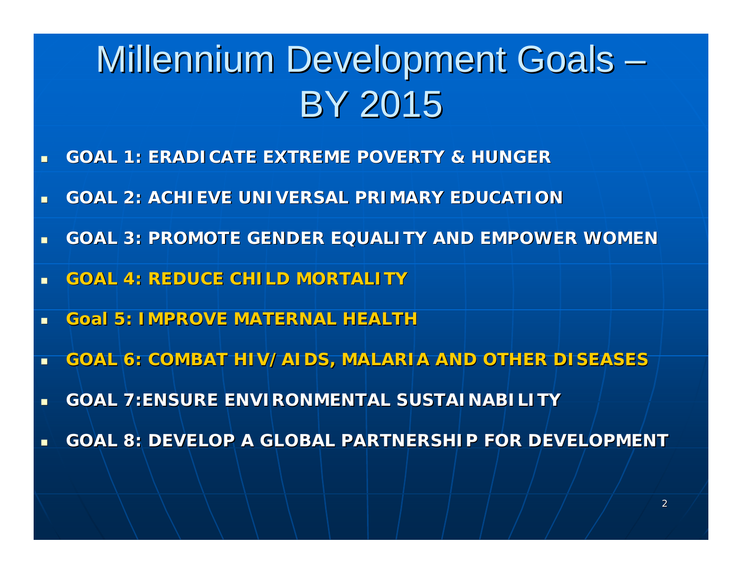# Millennium Development Goals – BY 2015

- **GOAL 1: ERADICATE EXTREME POVERTY & HUNGER**
- **GOAL 2: ACHIEVE UNIVERSAL PRIMARY EDUCATION**
- **GOAL 3: PROMOTE GENDER EQUALITY AND EMPOWER WOMEN**
- **GOAL 4: REDUCE CHILD MORTALITY**
- **Goal 5: IMPROVE MATERNAL HEALTH**
- **GOAL 6: COMBAT HIV/AIDS, MALARIA AND OTHER DISEASES**
- **GOAL 7:ENSURE ENVIRONMENTAL SUSTAINABILITY**
- **GOAL 8: DEVELOP A GLOBAL PARTNERSHIP FOR DEVELOPMENT**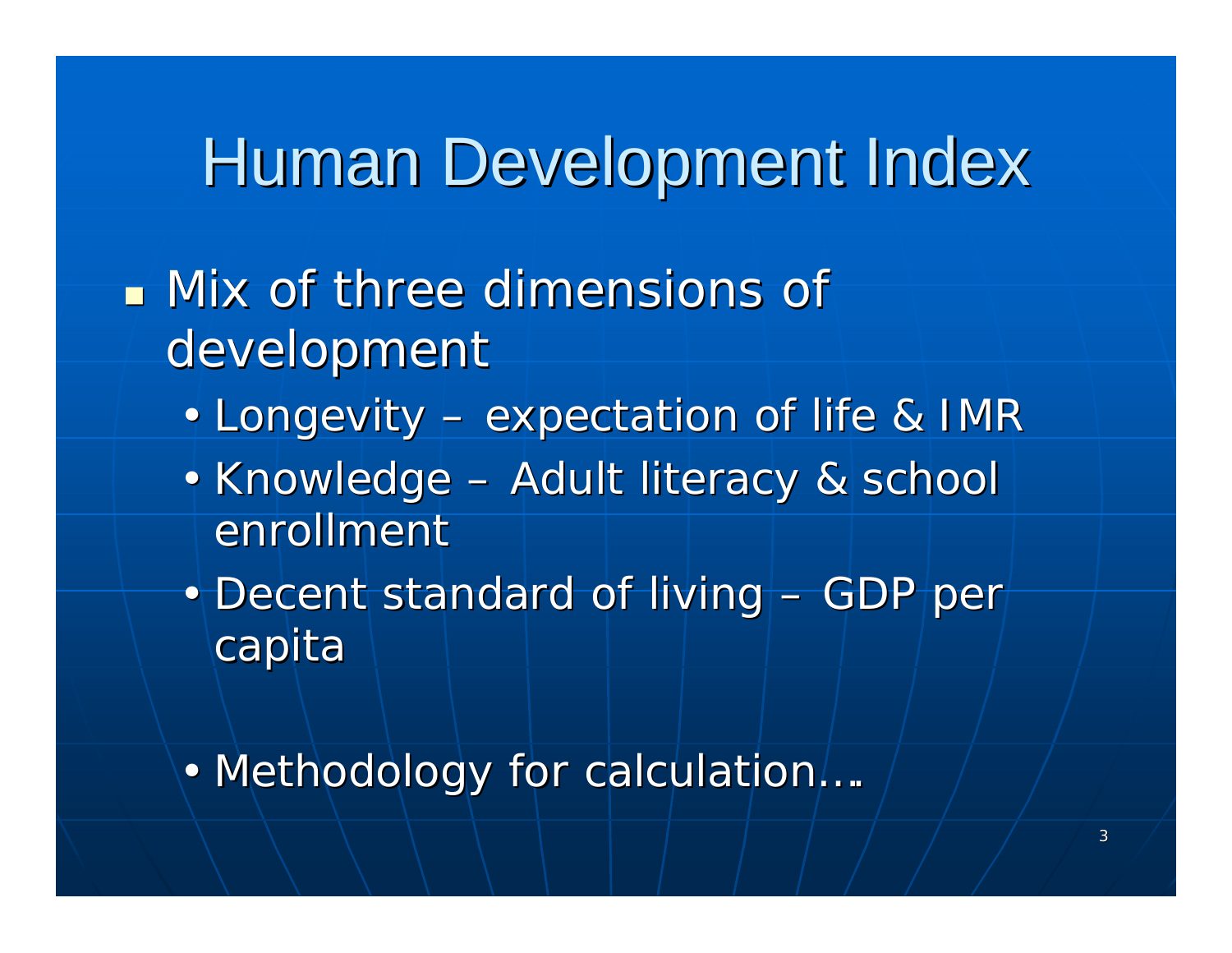# Human Development Index

- Mix of three dimensions of development
  - Longevity – expectation of life & IMR
  - Knowledge – Adult literacy & school enrollment
  - Decent standard of living – GDP per capita

  - Methodology for calculation….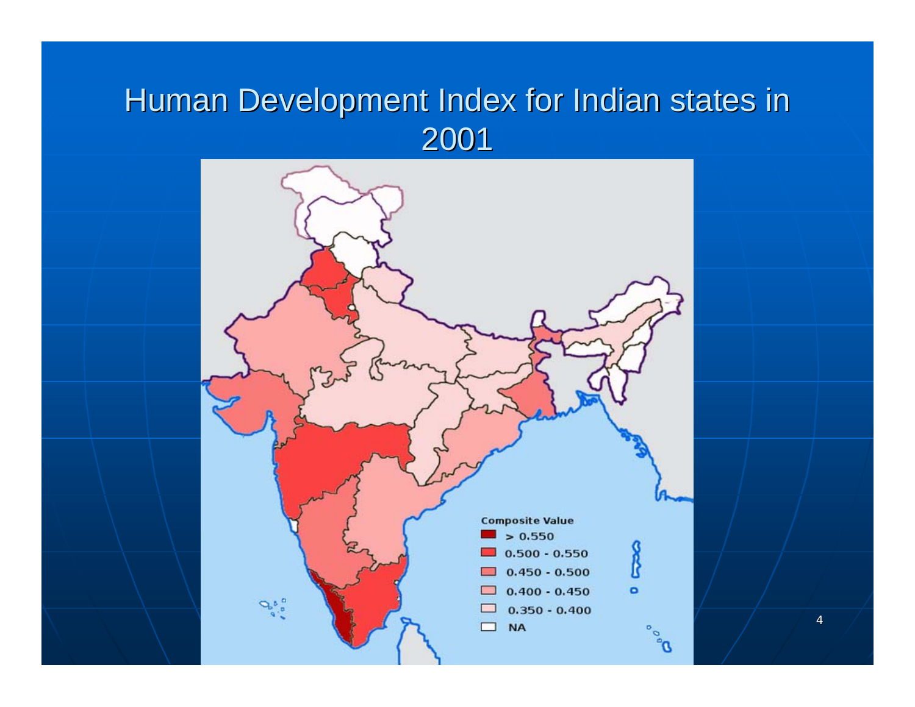# Human Development Index for Indian states in 2001

Composite Value

- > 0.550
- 0.500 - 0.550
- 0.450 - 0.500
- 0.400 - 0.450
- 0.350 - 0.400
- NA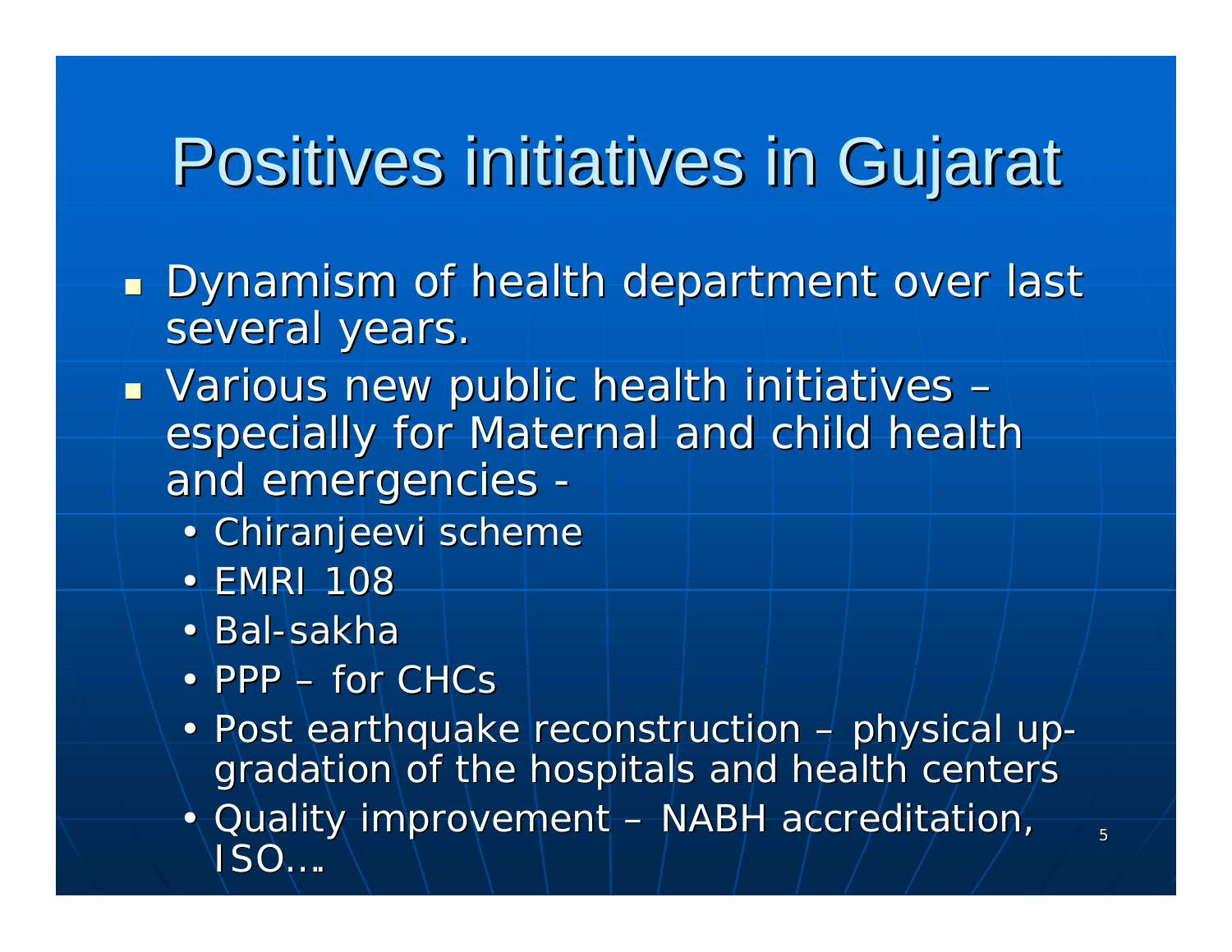# Positives initiatives in Gujarat

- Dynamism of health department over last several years.
- Various new public health initiatives – especially for Maternal and child health and emergencies -
  - Chiranjeevi scheme
  - EMRI 108
  - Bal-sakha
  - PPP – for CHCs
  - Post earthquake reconstruction – physical up-gradation of the hospitals and health centers
  - Quality improvement – NABH accreditation, ISO….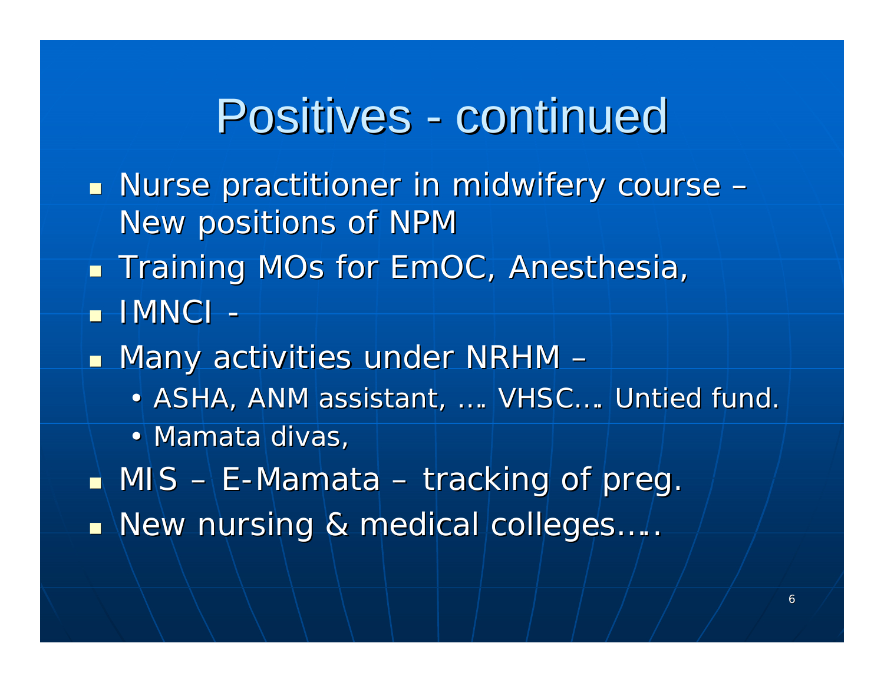# Positives - continued

- Nurse practitioner in midwifery course – New positions of NPM
- Training MOs for EmOC, Anesthesia,
- IMNCI -
- Many activities under NRHM –
  - ASHA, ANM assistant, …. VHSC…. Untied fund.
  - Mamata divas,
- MIS – E-Mamata – tracking of preg.
- New nursing & medical colleges…..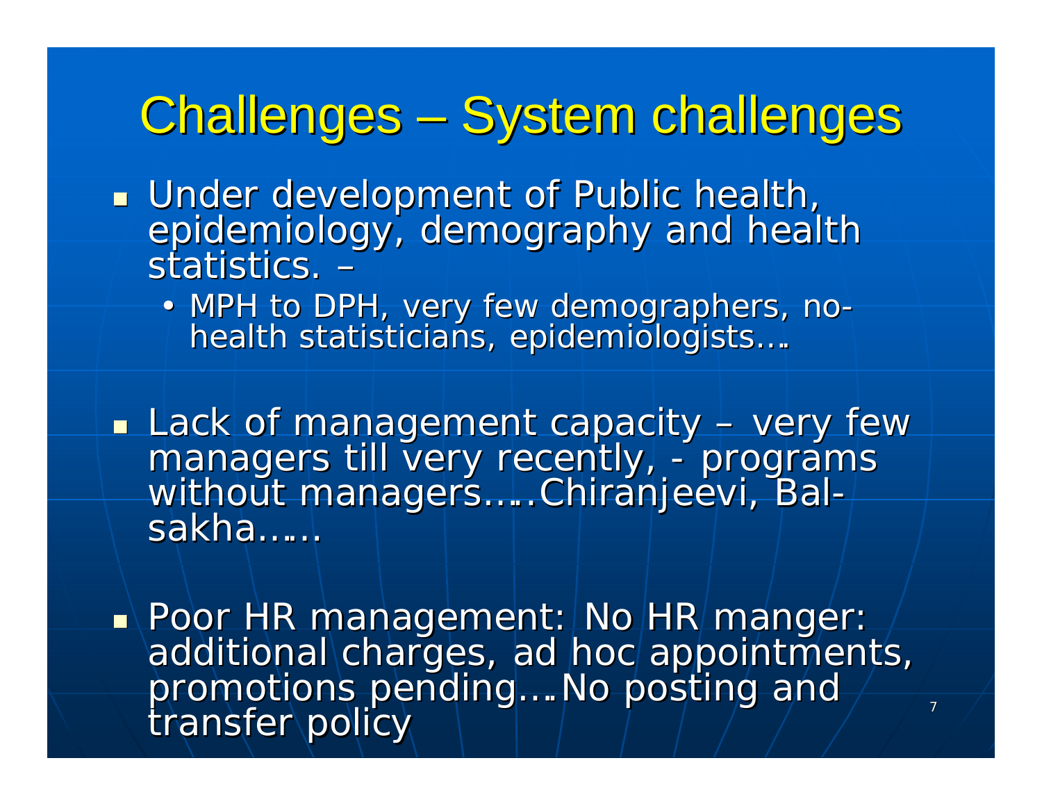# Challenges – System challenges

- Under development of Public health, epidemiology, demography and health statistics. –
  - MPH to DPH, very few demographers, no-health statisticians, epidemiologists….

- Lack of management capacity – very few managers till very recently, - programs without managers…..Chiranjeevi, Bal-sakha……

- Poor HR management: No HR manger: additional charges, ad hoc appointments, promotions pending….No posting and transfer policy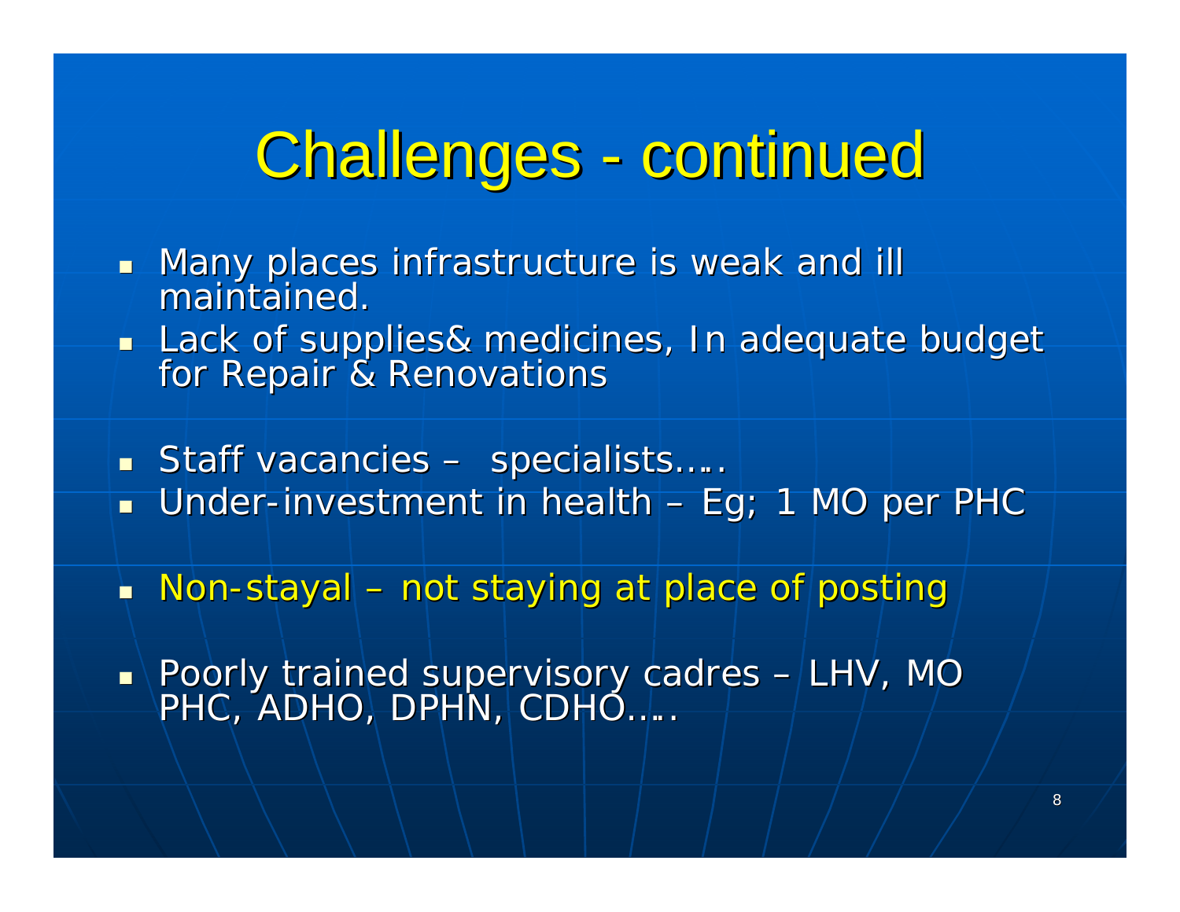# Challenges - continued

- Many places infrastructure is weak and ill maintained.
- Lack of supplies& medicines, In adequate budget for Repair & Renovations
- Staff vacancies – specialists….
- Under-investment in health – Eg; 1 MO per PHC
- Non-stayal – not staying at place of posting
- Poorly trained supervisory cadres – LHV, MO PHC, ADHO, DPHN, CDHO….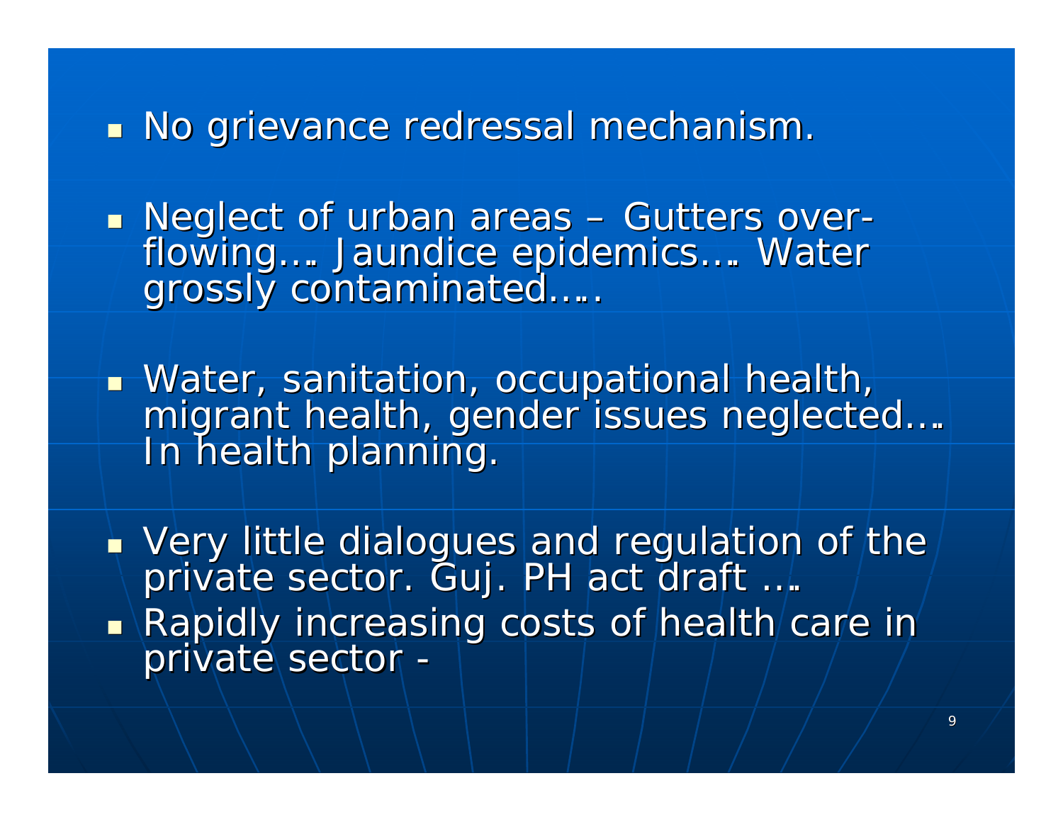- No grievance redressal mechanism.
- Neglect of urban areas – Gutters over-flowing…. Jaundice epidemics…. Water grossly contaminated…..
- Water, sanitation, occupational health, migrant health, gender issues neglected…. In health planning.
- Very little dialogues and regulation of the private sector. Guj. PH act draft ….
- Rapidly increasing costs of health care in private sector -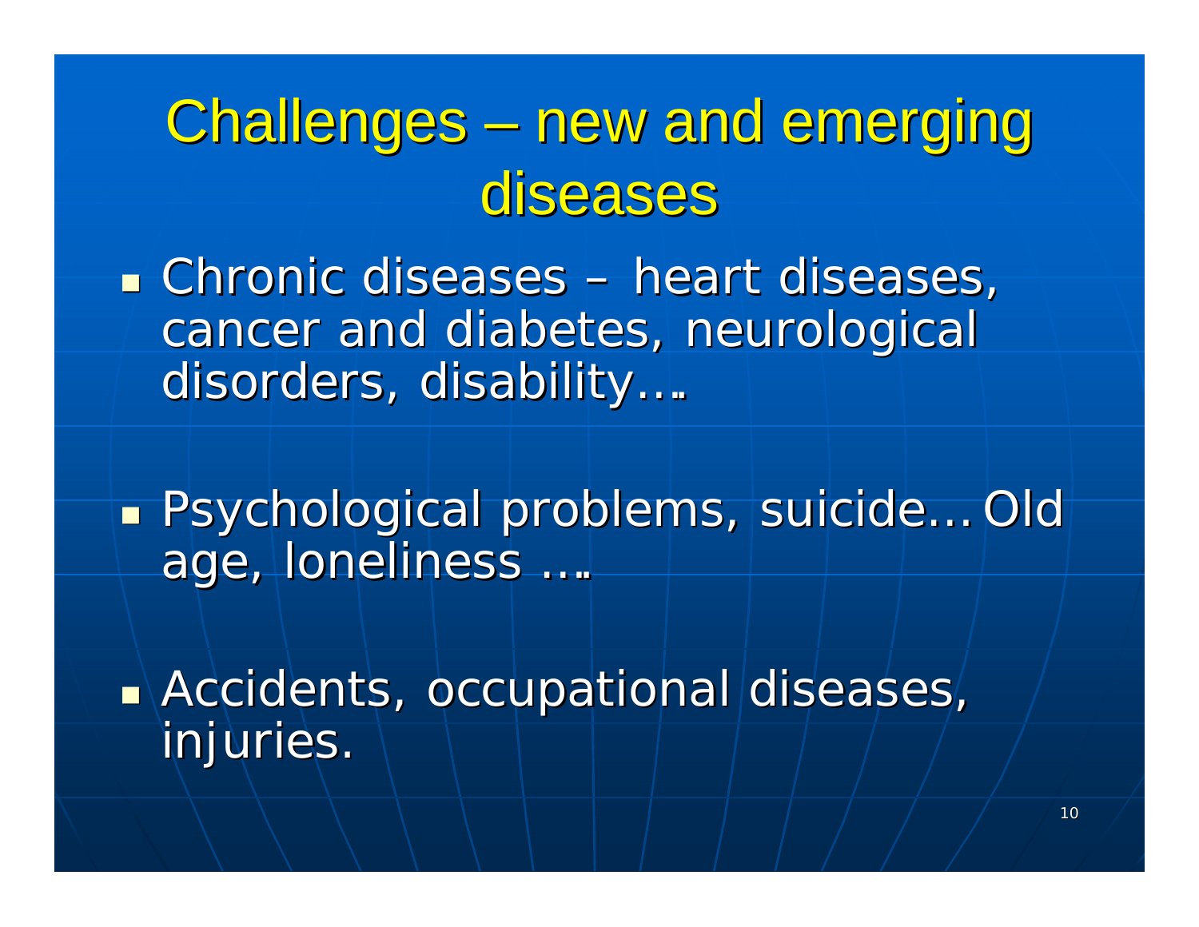# Challenges – new and emerging diseases

- Chronic diseases – heart diseases, cancer and diabetes, neurological disorders, disability….

- Psychological problems, suicide… Old age, loneliness ….

- Accidents, occupational diseases, injuries.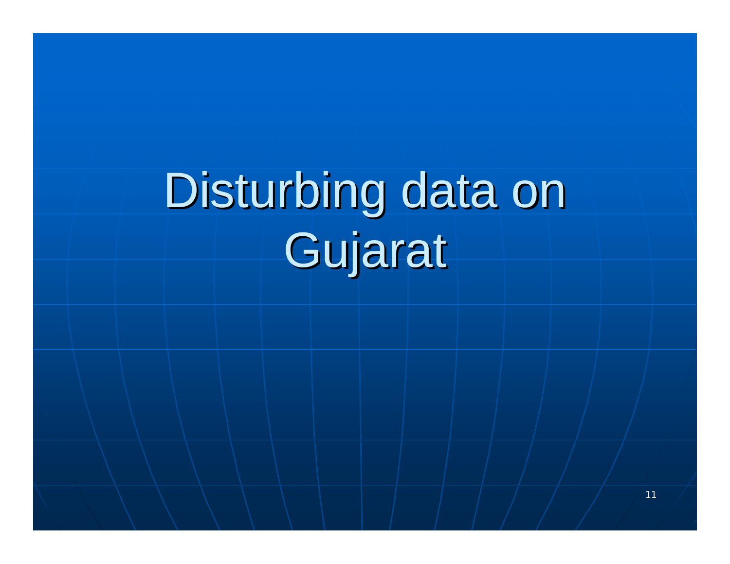# Disturbing data on Gujarat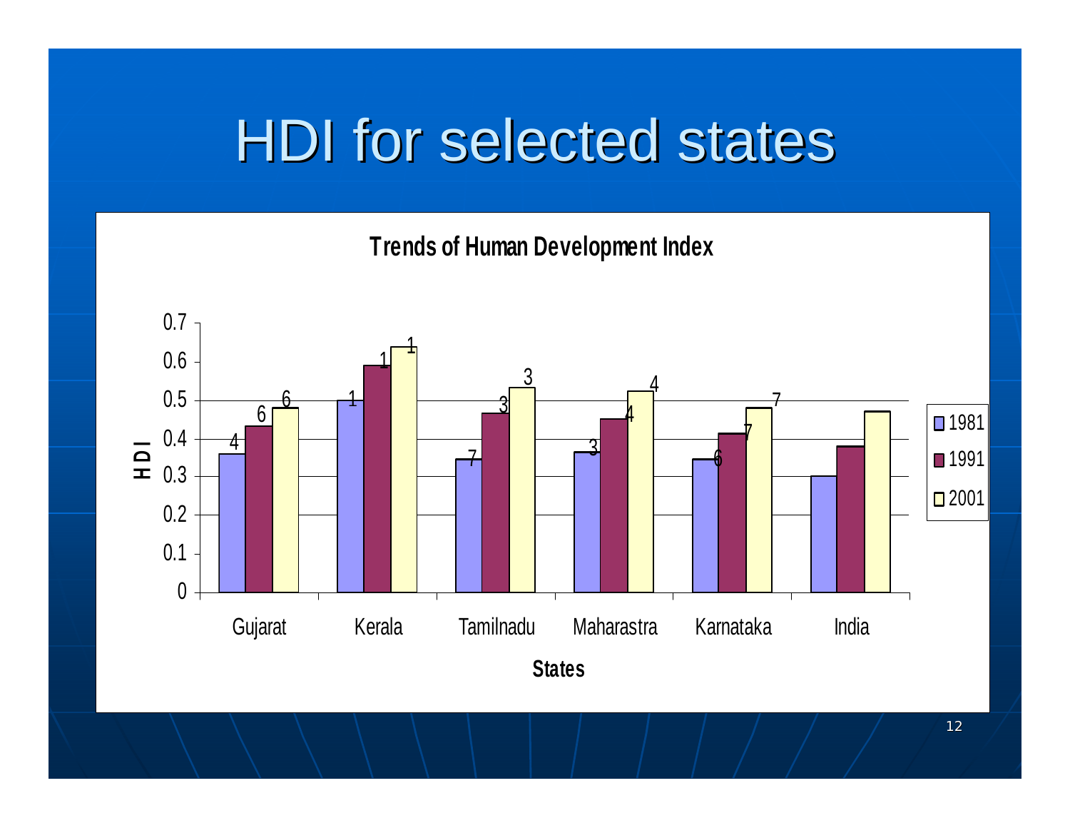# HDI for selected states

**Trends of Human Development Index**

| States | 1981 | 1991 | 2001 |
|---|---|---|---|
| Gujarat | 4 | 6 | 6 |
| Kerala | 1 | 1 | 1 |
| Tamilnadu | 7 | 3 | 3 |
| Maharastra | 3 | 4 | 4 |
| Karnataka | 6 | 7 | 7 |
| India | | | |

Y-axis: HDI (0 to 0.7); X-axis: States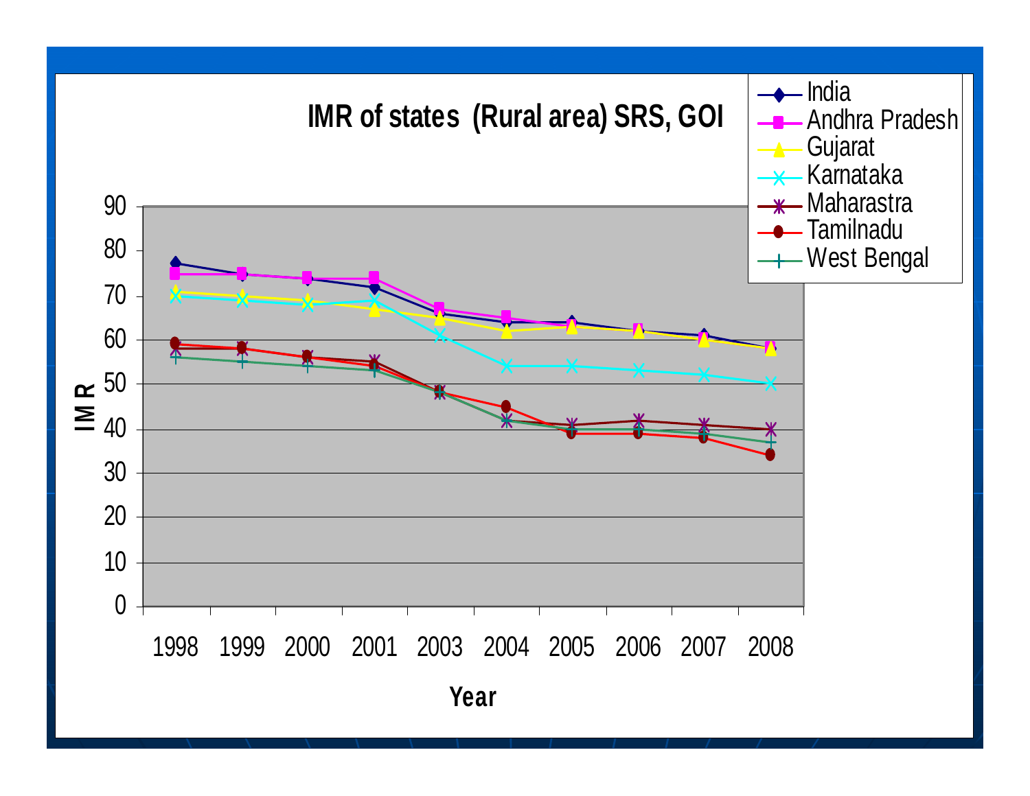## IMR of states (Rural area) SRS, GOI

Legend: India, Andhra Pradesh, Gujarat, Karnataka, Maharastra, Tamilnadu, West Bengal

Y-axis: IMR (0–90)

X-axis: Year — 1998, 1999, 2000, 2001, 2003, 2004, 2005, 2006, 2007, 2008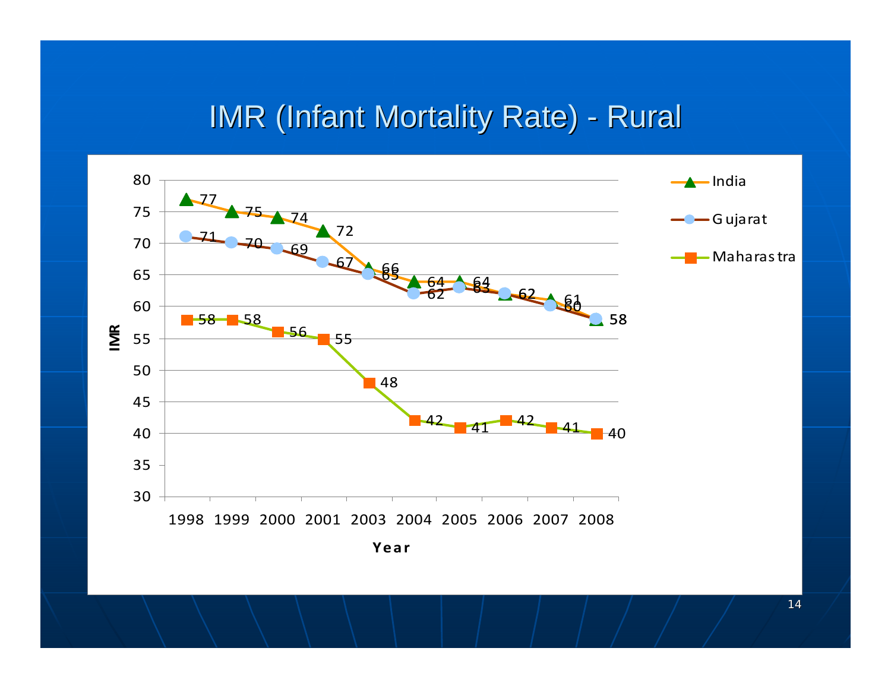# IMR (Infant Mortality Rate) - Rural

| Year | India | Gujarat | Maharastra |
|---|---|---|---|
| 1998 | 77 | 71 | 58 |
| 1999 | 75 | 70 | 58 |
| 2000 | 74 | 69 | 56 |
| 2001 | 72 | 67 | 55 |
| 2003 | 66 | 65 | 48 |
| 2004 | 64 | 62 | 42 |
| 2005 | 64 | 63 | 41 |
| 2006 | 62 | 62 | 42 |
| 2007 | 61 | 60 | 41 |
| 2008 | 58 | 58 | 40 |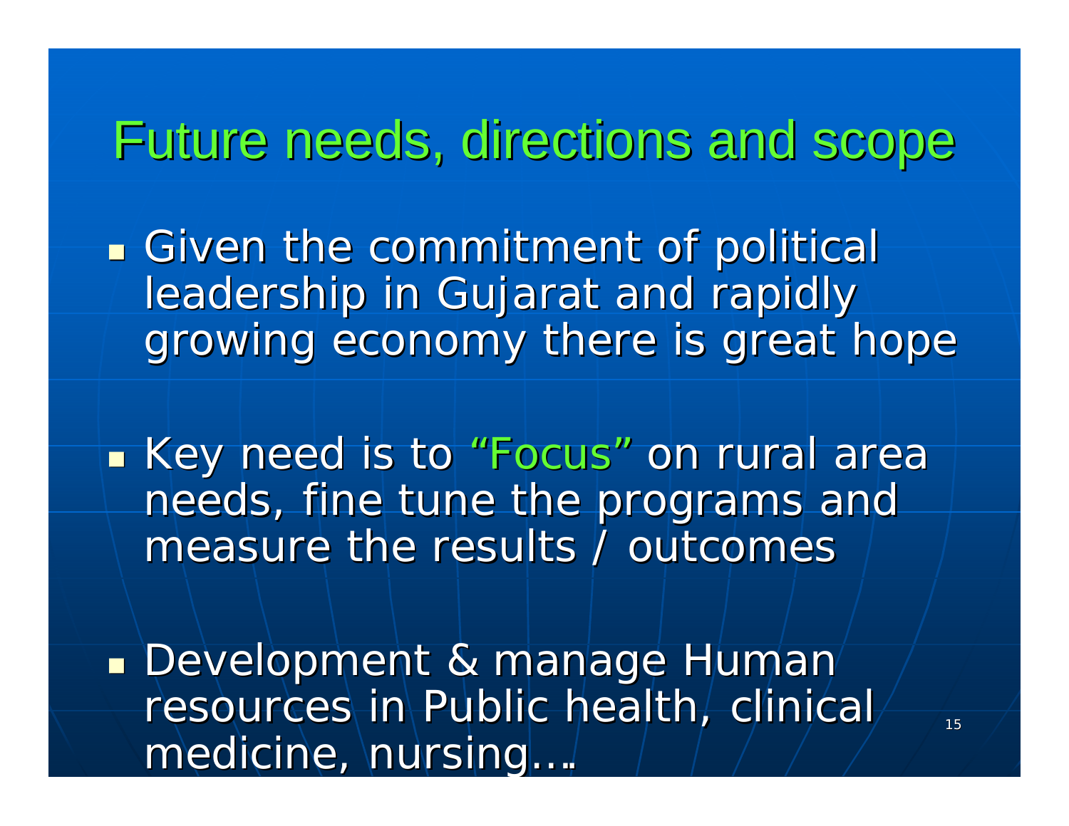# Future needs, directions and scope

- Given the commitment of political leadership in Gujarat and rapidly growing economy there is great hope

- Key need is to "Focus" on rural area needs, fine tune the programs and measure the results / outcomes

- Development & manage Human resources in Public health, clinical medicine, nursing….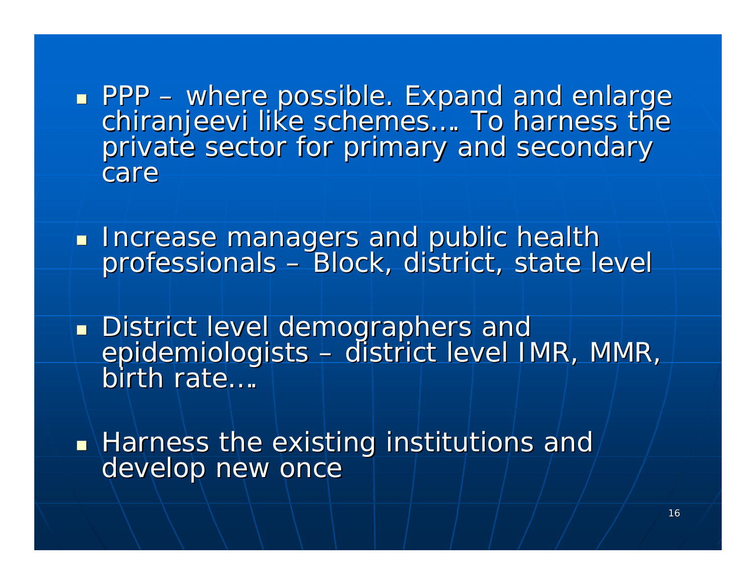- PPP – where possible. Expand and enlarge chiranjeevi like schemes…. To harness the private sector for primary and secondary care
- Increase managers and public health professionals – Block, district, state level
- District level demographers and epidemiologists – district level IMR, MMR, birth rate….
- Harness the existing institutions and develop new once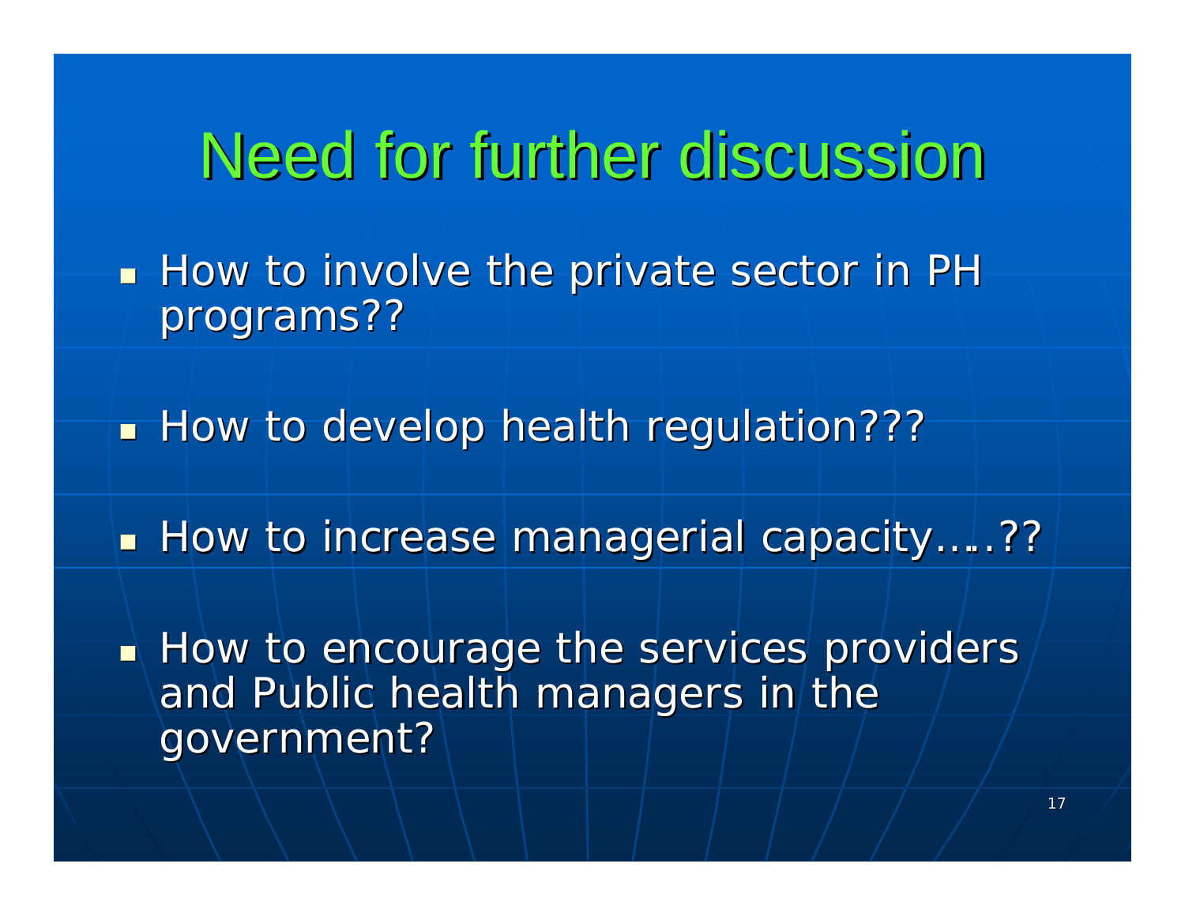# Need for further discussion

- How to involve the private sector in PH programs??
- How to develop health regulation???
- How to increase managerial capacity…..??
- How to encourage the services providers and Public health managers in the government?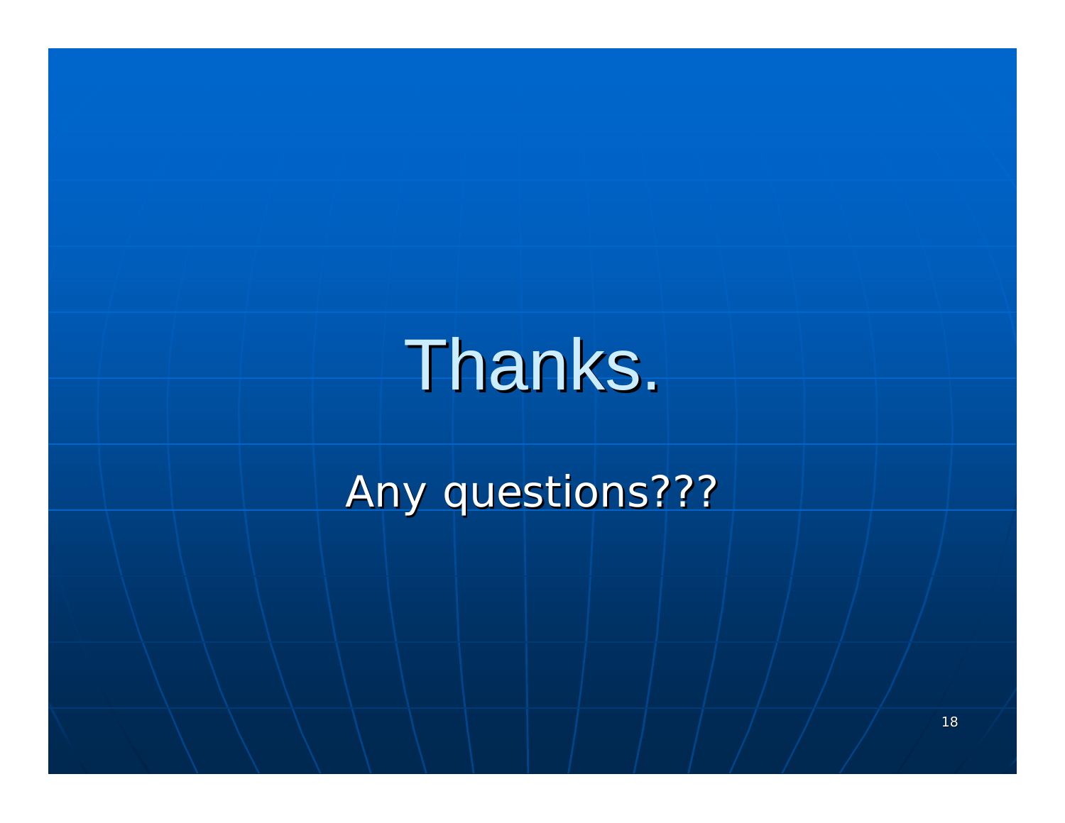# Thanks.

Any questions???